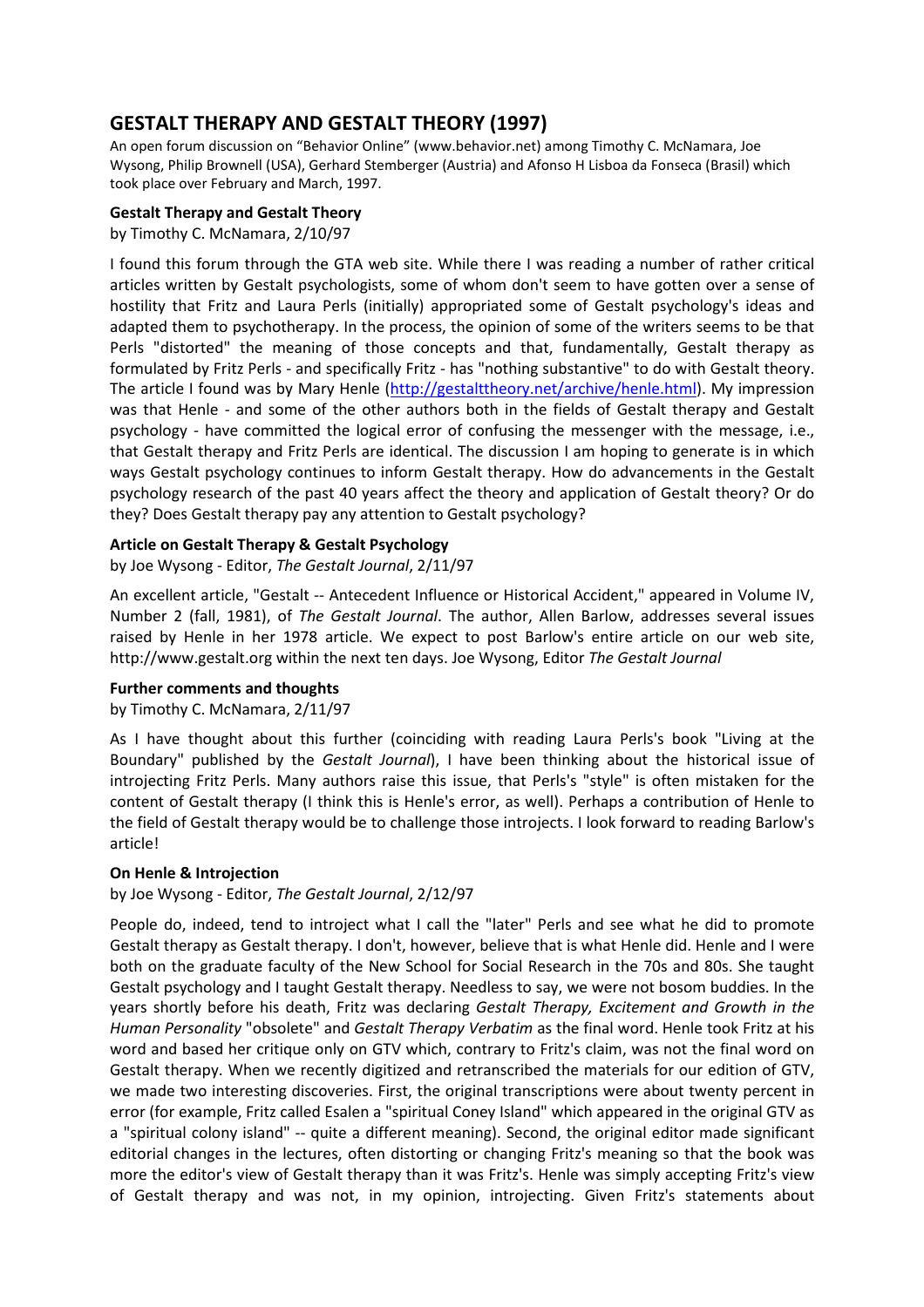# GESTALT THERAPY AND GESTALT THEORY (1997)

An open forum discussion on "Behavior Online" (www.behavior.net) among Timothy C. McNamara, Joe Wysong, Philip Brownell (USA), Gerhard Stemberger (Austria) and Afonso H Lisboa da Fonseca (Brasil) which took place over February and March, 1997.

### Gestalt Therapy and Gestalt Theory

by Timothy C. McNamara, 2/10/97

I found this forum through the GTA web site. While there I was reading a number of rather critical articles written by Gestalt psychologists, some of whom don't seem to have gotten over a sense of hostility that Fritz and Laura Perls (initially) appropriated some of Gestalt psychology's ideas and adapted them to psychotherapy. In the process, the opinion of some of the writers seems to be that Perls "distorted" the meaning of those concepts and that, fundamentally, Gestalt therapy as formulated by Fritz Perls - and specifically Fritz - has "nothing substantive" to do with Gestalt theory. The article I found was by Mary Henle (http://gestalttheory.net/archive/henle.html). My impression was that Henle - and some of the other authors both in the fields of Gestalt therapy and Gestalt psychology - have committed the logical error of confusing the messenger with the message, i.e., that Gestalt therapy and Fritz Perls are identical. The discussion I am hoping to generate is in which ways Gestalt psychology continues to inform Gestalt therapy. How do advancements in the Gestalt psychology research of the past 40 years affect the theory and application of Gestalt theory? Or do they? Does Gestalt therapy pay any attention to Gestalt psychology?

### Article on Gestalt Therapy & Gestalt Psychology

by Joe Wysong - Editor, *The Gestalt Journal*, 2/11/97

An excellent article, "Gestalt -- Antecedent Influence or Historical Accident," appeared in Volume IV, Number 2 (fall, 1981), of *The Gestalt Journal*. The author, Allen Barlow, addresses several issues raised by Henle in her 1978 article. We expect to post Barlow's entire article on our web site, http://www.gestalt.org within the next ten days. Joe Wysong, Editor *The Gestalt Journal*

### Further comments and thoughts

by Timothy C. McNamara, 2/11/97

As I have thought about this further (coinciding with reading Laura Perls's book "Living at the Boundary" published by the *Gestalt Journal*), I have been thinking about the historical issue of introjecting Fritz Perls. Many authors raise this issue, that Perls's "style" is often mistaken for the content of Gestalt therapy (I think this is Henle's error, as well). Perhaps a contribution of Henle to the field of Gestalt therapy would be to challenge those introjects. I look forward to reading Barlow's article!

### On Henle & Introjection

by Joe Wysong - Editor, *The Gestalt Journal*, 2/12/97

People do, indeed, tend to introject what I call the "later" Perls and see what he did to promote Gestalt therapy as Gestalt therapy. I don't, however, believe that is what Henle did. Henle and I were both on the graduate faculty of the New School for Social Research in the 70s and 80s. She taught Gestalt psychology and I taught Gestalt therapy. Needless to say, we were not bosom buddies. In the years shortly before his death, Fritz was declaring *Gestalt Therapy, Excitement and Growth in the Human Personality* "obsolete" and *Gestalt Therapy Verbatim* as the final word. Henle took Fritz at his word and based her critique only on GTV which, contrary to Fritz's claim, was not the final word on Gestalt therapy. When we recently digitized and retranscribed the materials for our edition of GTV, we made two interesting discoveries. First, the original transcriptions were about twenty percent in error (for example, Fritz called Esalen a "spiritual Coney Island" which appeared in the original GTV as a "spiritual colony island" -- quite a different meaning). Second, the original editor made significant editorial changes in the lectures, often distorting or changing Fritz's meaning so that the book was more the editor's view of Gestalt therapy than it was Fritz's. Henle was simply accepting Fritz's view of Gestalt therapy and was not, in my opinion, introjecting. Given Fritz's statements about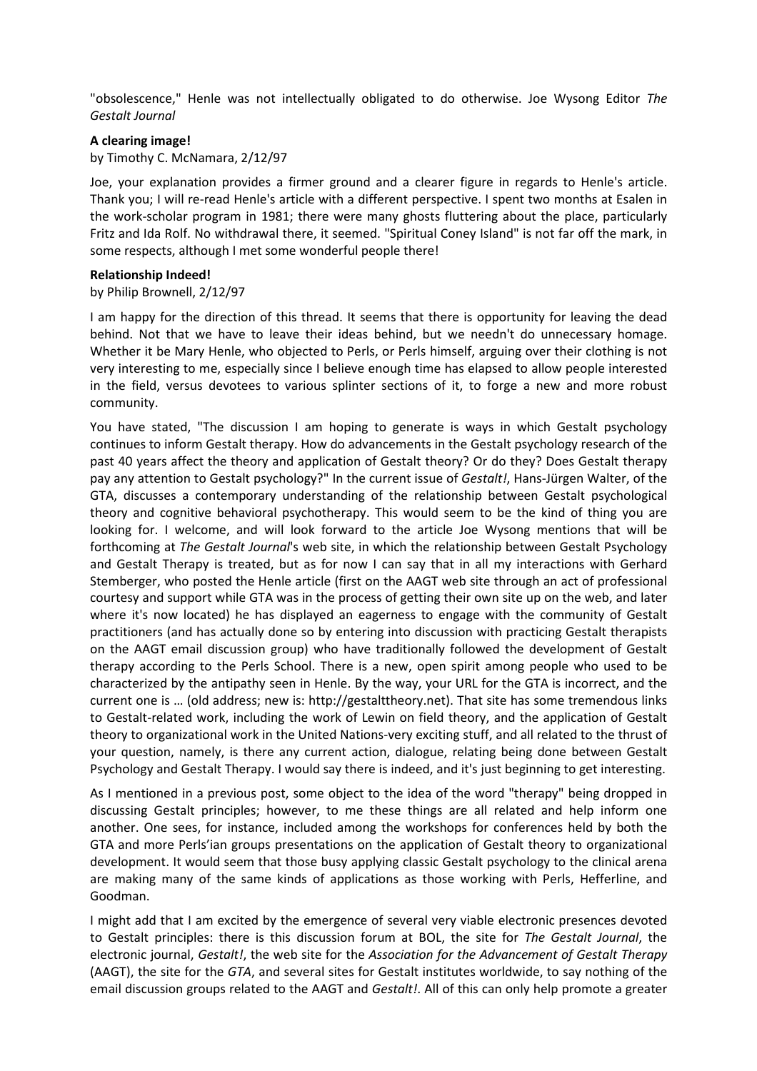"obsolescence," Henle was not intellectually obligated to do otherwise. Joe Wysong Editor *The Gestalt Journal*

**A clearing image!**

by Timothy C. McNamara, 2/12/97

Joe, your explanation provides a firmer ground and a clearer figure in regards to Henle's article. Thank you; I will re-read Henle's article with a different perspective. I spent two months at Esalen in the work-scholar program in 1981; there were many ghosts fluttering about the place, particularly Fritz and Ida Rolf. No withdrawal there, it seemed. "Spiritual Coney Island" is not far off the mark, in some respects, although I met some wonderful people there!

**Relationship Indeed!**

by Philip Brownell, 2/12/97

I am happy for the direction of this thread. It seems that there is opportunity for leaving the dead behind. Not that we have to leave their ideas behind, but we needn't do unnecessary homage. Whether it be Mary Henle, who objected to Perls, or Perls himself, arguing over their clothing is not very interesting to me, especially since I believe enough time has elapsed to allow people interested in the field, versus devotees to various splinter sections of it, to forge a new and more robust community.

You have stated, "The discussion I am hoping to generate is ways in which Gestalt psychology continues to inform Gestalt therapy. How do advancements in the Gestalt psychology research of the past 40 years affect the theory and application of Gestalt theory? Or do they? Does Gestalt therapy pay any attention to Gestalt psychology?" In the current issue of *Gestalt!*, Hans-Jürgen Walter, of the GTA, discusses a contemporary understanding of the relationship between Gestalt psychological theory and cognitive behavioral psychotherapy. This would seem to be the kind of thing you are looking for. I welcome, and will look forward to the article Joe Wysong mentions that will be forthcoming at *The Gestalt Journal*'s web site, in which the relationship between Gestalt Psychology and Gestalt Therapy is treated, but as for now I can say that in all my interactions with Gerhard Stemberger, who posted the Henle article (first on the AAGT web site through an act of professional courtesy and support while GTA was in the process of getting their own site up on the web, and later where it's now located) he has displayed an eagerness to engage with the community of Gestalt practitioners (and has actually done so by entering into discussion with practicing Gestalt therapists on the AAGT email discussion group) who have traditionally followed the development of Gestalt therapy according to the Perls School. There is a new, open spirit among people who used to be characterized by the antipathy seen in Henle. By the way, your URL for the GTA is incorrect, and the current one is … (old address; new is: http://gestalttheory.net). That site has some tremendous links to Gestalt-related work, including the work of Lewin on field theory, and the application of Gestalt theory to organizational work in the United Nations-very exciting stuff, and all related to the thrust of your question, namely, is there any current action, dialogue, relating being done between Gestalt Psychology and Gestalt Therapy. I would say there is indeed, and it's just beginning to get interesting.

As I mentioned in a previous post, some object to the idea of the word "therapy" being dropped in discussing Gestalt principles; however, to me these things are all related and help inform one another. One sees, for instance, included among the workshops for conferences held by both the GTA and more Perls'ian groups presentations on the application of Gestalt theory to organizational development. It would seem that those busy applying classic Gestalt psychology to the clinical arena are making many of the same kinds of applications as those working with Perls, Hefferline, and Goodman.

I might add that I am excited by the emergence of several very viable electronic presences devoted to Gestalt principles: there is this discussion forum at BOL, the site for *The Gestalt Journal*, the electronic journal, *Gestalt!*, the web site for the *Association for the Advancement of Gestalt Therapy* (AAGT), the site for the *GTA*, and several sites for Gestalt institutes worldwide, to say nothing of the email discussion groups related to the AAGT and *Gestalt!*. All of this can only help promote a greater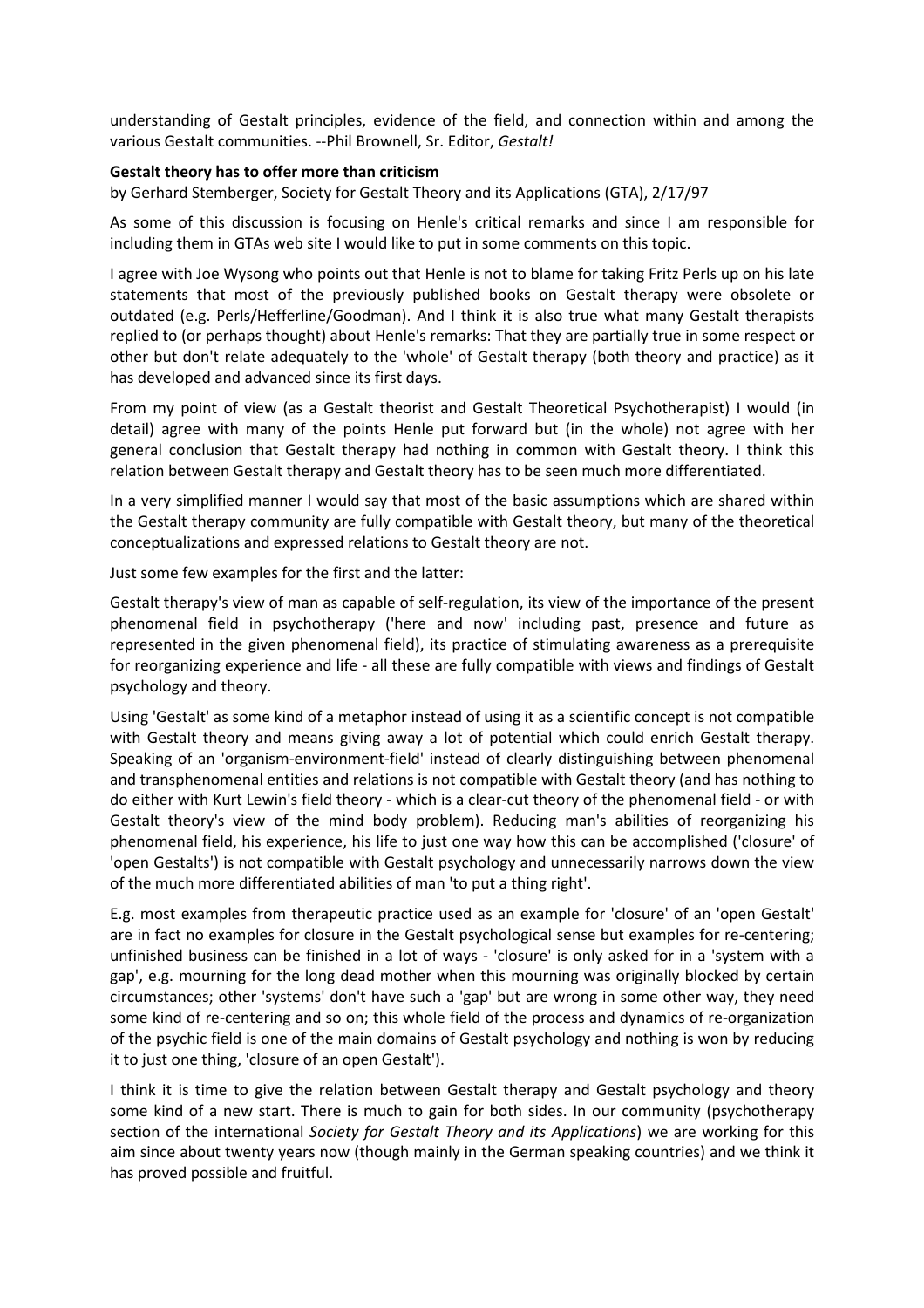understanding of Gestalt principles, evidence of the field, and connection within and among the various Gestalt communities. --Phil Brownell, Sr. Editor, *Gestalt!*

**Gestalt theory has to offer more than criticism**

by Gerhard Stemberger, Society for Gestalt Theory and its Applications (GTA), 2/17/97

As some of this discussion is focusing on Henle's critical remarks and since I am responsible for including them in GTAs web site I would like to put in some comments on this topic.

I agree with Joe Wysong who points out that Henle is not to blame for taking Fritz Perls up on his late statements that most of the previously published books on Gestalt therapy were obsolete or outdated (e.g. Perls/Hefferline/Goodman). And I think it is also true what many Gestalt therapists replied to (or perhaps thought) about Henle's remarks: That they are partially true in some respect or other but don't relate adequately to the 'whole' of Gestalt therapy (both theory and practice) as it has developed and advanced since its first days.

From my point of view (as a Gestalt theorist and Gestalt Theoretical Psychotherapist) I would (in detail) agree with many of the points Henle put forward but (in the whole) not agree with her general conclusion that Gestalt therapy had nothing in common with Gestalt theory. I think this relation between Gestalt therapy and Gestalt theory has to be seen much more differentiated.

In a very simplified manner I would say that most of the basic assumptions which are shared within the Gestalt therapy community are fully compatible with Gestalt theory, but many of the theoretical conceptualizations and expressed relations to Gestalt theory are not.

Just some few examples for the first and the latter:

Gestalt therapy's view of man as capable of self-regulation, its view of the importance of the present phenomenal field in psychotherapy ('here and now' including past, presence and future as represented in the given phenomenal field), its practice of stimulating awareness as a prerequisite for reorganizing experience and life - all these are fully compatible with views and findings of Gestalt psychology and theory.

Using 'Gestalt' as some kind of a metaphor instead of using it as a scientific concept is not compatible with Gestalt theory and means giving away a lot of potential which could enrich Gestalt therapy. Speaking of an 'organism-environment-field' instead of clearly distinguishing between phenomenal and transphenomenal entities and relations is not compatible with Gestalt theory (and has nothing to do either with Kurt Lewin's field theory - which is a clear-cut theory of the phenomenal field - or with Gestalt theory's view of the mind body problem). Reducing man's abilities of reorganizing his phenomenal field, his experience, his life to just one way how this can be accomplished ('closure' of 'open Gestalts') is not compatible with Gestalt psychology and unnecessarily narrows down the view of the much more differentiated abilities of man 'to put a thing right'.

E.g. most examples from therapeutic practice used as an example for 'closure' of an 'open Gestalt' are in fact no examples for closure in the Gestalt psychological sense but examples for re-centering; unfinished business can be finished in a lot of ways - 'closure' is only asked for in a 'system with a gap', e.g. mourning for the long dead mother when this mourning was originally blocked by certain circumstances; other 'systems' don't have such a 'gap' but are wrong in some other way, they need some kind of re-centering and so on; this whole field of the process and dynamics of re-organization of the psychic field is one of the main domains of Gestalt psychology and nothing is won by reducing it to just one thing, 'closure of an open Gestalt').

I think it is time to give the relation between Gestalt therapy and Gestalt psychology and theory some kind of a new start. There is much to gain for both sides. In our community (psychotherapy section of the international *Society for Gestalt Theory and its Applications*) we are working for this aim since about twenty years now (though mainly in the German speaking countries) and we think it has proved possible and fruitful.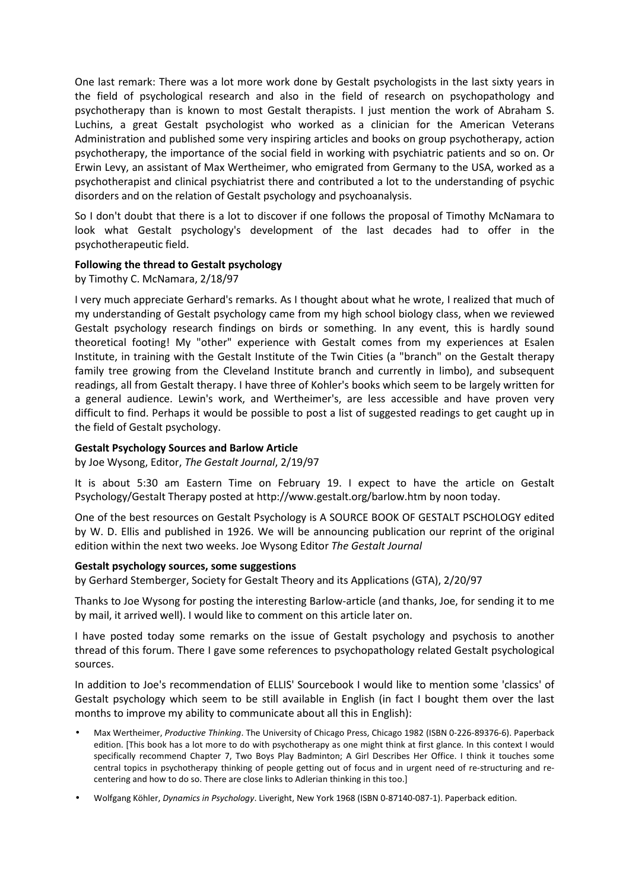One last remark: There was a lot more work done by Gestalt psychologists in the last sixty years in the field of psychological research and also in the field of research on psychopathology and psychotherapy than is known to most Gestalt therapists. I just mention the work of Abraham S. Luchins, a great Gestalt psychologist who worked as a clinician for the American Veterans Administration and published some very inspiring articles and books on group psychotherapy, action psychotherapy, the importance of the social field in working with psychiatric patients and so on. Or Erwin Levy, an assistant of Max Wertheimer, who emigrated from Germany to the USA, worked as a psychotherapist and clinical psychiatrist there and contributed a lot to the understanding of psychic disorders and on the relation of Gestalt psychology and psychoanalysis.

So I don't doubt that there is a lot to discover if one follows the proposal of Timothy McNamara to look what Gestalt psychology's development of the last decades had to offer in the psychotherapeutic field.

**Following the thread to Gestalt psychology**

by Timothy C. McNamara, 2/18/97

I very much appreciate Gerhard's remarks. As I thought about what he wrote, I realized that much of my understanding of Gestalt psychology came from my high school biology class, when we reviewed Gestalt psychology research findings on birds or something. In any event, this is hardly sound theoretical footing! My "other" experience with Gestalt comes from my experiences at Esalen Institute, in training with the Gestalt Institute of the Twin Cities (a "branch" on the Gestalt therapy family tree growing from the Cleveland Institute branch and currently in limbo), and subsequent readings, all from Gestalt therapy. I have three of Kohler's books which seem to be largely written for a general audience. Lewin's work, and Wertheimer's, are less accessible and have proven very difficult to find. Perhaps it would be possible to post a list of suggested readings to get caught up in the field of Gestalt psychology.

**Gestalt Psychology Sources and Barlow Article**

by Joe Wysong, Editor, *The Gestalt Journal*, 2/19/97

It is about 5:30 am Eastern Time on February 19. I expect to have the article on Gestalt Psychology/Gestalt Therapy posted at http://www.gestalt.org/barlow.htm by noon today.

One of the best resources on Gestalt Psychology is A SOURCE BOOK OF GESTALT PSCHOLOGY edited by W. D. Ellis and published in 1926. We will be announcing publication our reprint of the original edition within the next two weeks. Joe Wysong Editor *The Gestalt Journal*

**Gestalt psychology sources, some suggestions**

by Gerhard Stemberger, Society for Gestalt Theory and its Applications (GTA), 2/20/97

Thanks to Joe Wysong for posting the interesting Barlow-article (and thanks, Joe, for sending it to me by mail, it arrived well). I would like to comment on this article later on.

I have posted today some remarks on the issue of Gestalt psychology and psychosis to another thread of this forum. There I gave some references to psychopathology related Gestalt psychological sources.

In addition to Joe's recommendation of ELLIS' Sourcebook I would like to mention some 'classics' of Gestalt psychology which seem to be still available in English (in fact I bought them over the last months to improve my ability to communicate about all this in English):

- Max Wertheimer, *Productive Thinking*. The University of Chicago Press, Chicago 1982 (ISBN 0-226-89376-6). Paperback edition. [This book has a lot more to do with psychotherapy as one might think at first glance. In this context I would specifically recommend Chapter 7, Two Boys Play Badminton; A Girl Describes Her Office. I think it touches some central topics in psychotherapy thinking of people getting out of focus and in urgent need of re-structuring and re-centering and how to do so. There are close links to Adlerian thinking in this too.]
- Wolfgang Köhler, *Dynamics in Psychology*. Liveright, New York 1968 (ISBN 0-87140-087-1). Paperback edition.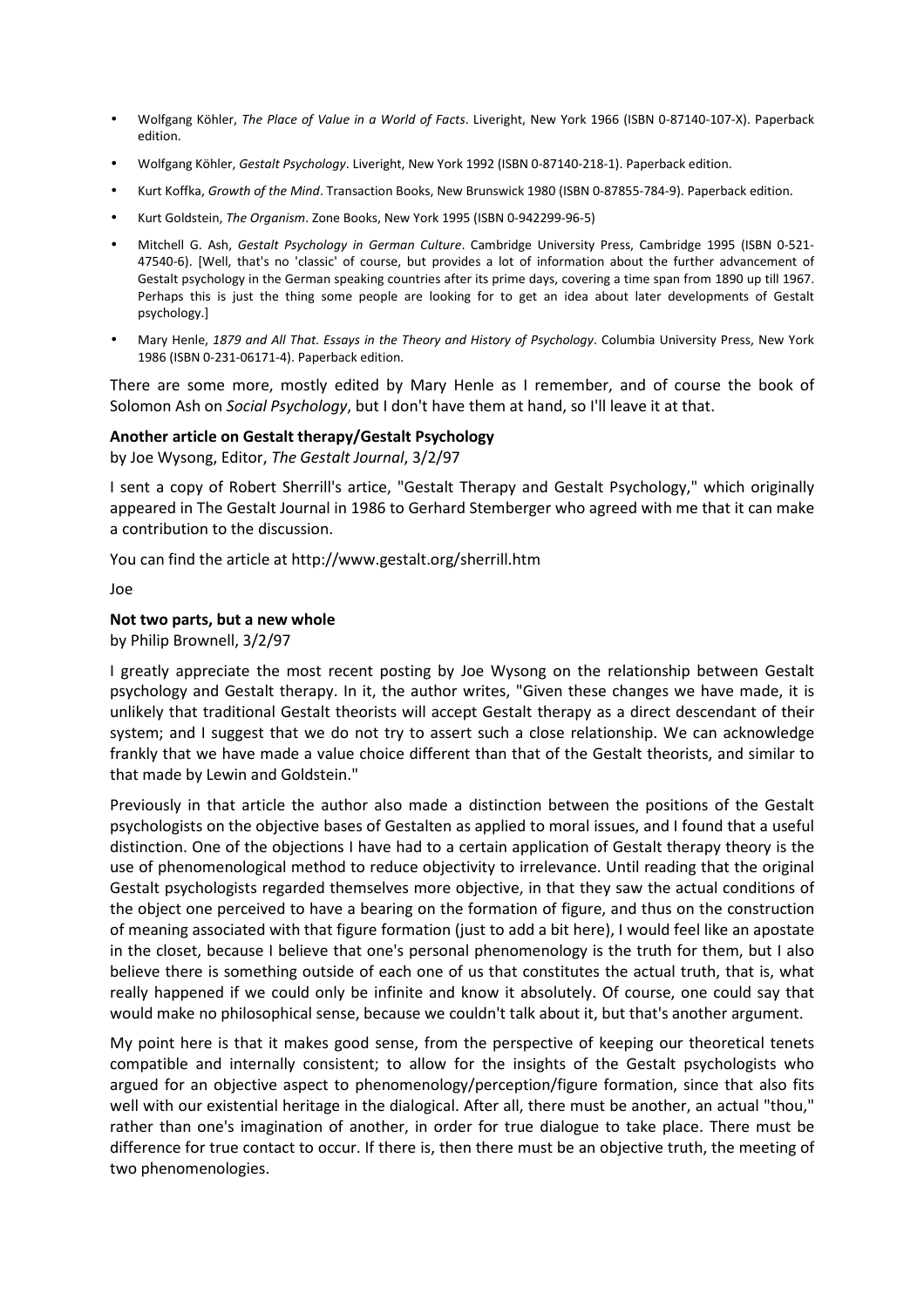- Wolfgang Köhler, *The Place of Value in a World of Facts*. Liveright, New York 1966 (ISBN 0-87140-107-X). Paperback edition.
- Wolfgang Köhler, *Gestalt Psychology*. Liveright, New York 1992 (ISBN 0-87140-218-1). Paperback edition.
- Kurt Koffka, *Growth of the Mind*. Transaction Books, New Brunswick 1980 (ISBN 0-87855-784-9). Paperback edition.
- Kurt Goldstein, *The Organism*. Zone Books, New York 1995 (ISBN 0-942299-96-5)
- Mitchell G. Ash, *Gestalt Psychology in German Culture*. Cambridge University Press, Cambridge 1995 (ISBN 0-521-47540-6). [Well, that's no 'classic' of course, but provides a lot of information about the further advancement of Gestalt psychology in the German speaking countries after its prime days, covering a time span from 1890 up till 1967. Perhaps this is just the thing some people are looking for to get an idea about later developments of Gestalt psychology.]
- Mary Henle, *1879 and All That. Essays in the Theory and History of Psychology*. Columbia University Press, New York 1986 (ISBN 0-231-06171-4). Paperback edition.

There are some more, mostly edited by Mary Henle as I remember, and of course the book of Solomon Ash on *Social Psychology*, but I don't have them at hand, so I'll leave it at that.

**Another article on Gestalt therapy/Gestalt Psychology**

by Joe Wysong, Editor, *The Gestalt Journal*, 3/2/97

I sent a copy of Robert Sherrill's artice, "Gestalt Therapy and Gestalt Psychology," which originally appeared in The Gestalt Journal in 1986 to Gerhard Stemberger who agreed with me that it can make a contribution to the discussion.

You can find the article at http://www.gestalt.org/sherrill.htm

Joe

**Not two parts, but a new whole**

by Philip Brownell, 3/2/97

I greatly appreciate the most recent posting by Joe Wysong on the relationship between Gestalt psychology and Gestalt therapy. In it, the author writes, "Given these changes we have made, it is unlikely that traditional Gestalt theorists will accept Gestalt therapy as a direct descendant of their system; and I suggest that we do not try to assert such a close relationship. We can acknowledge frankly that we have made a value choice different than that of the Gestalt theorists, and similar to that made by Lewin and Goldstein."

Previously in that article the author also made a distinction between the positions of the Gestalt psychologists on the objective bases of Gestalten as applied to moral issues, and I found that a useful distinction. One of the objections I have had to a certain application of Gestalt therapy theory is the use of phenomenological method to reduce objectivity to irrelevance. Until reading that the original Gestalt psychologists regarded themselves more objective, in that they saw the actual conditions of the object one perceived to have a bearing on the formation of figure, and thus on the construction of meaning associated with that figure formation (just to add a bit here), I would feel like an apostate in the closet, because I believe that one's personal phenomenology is the truth for them, but I also believe there is something outside of each one of us that constitutes the actual truth, that is, what really happened if we could only be infinite and know it absolutely. Of course, one could say that would make no philosophical sense, because we couldn't talk about it, but that's another argument.

My point here is that it makes good sense, from the perspective of keeping our theoretical tenets compatible and internally consistent; to allow for the insights of the Gestalt psychologists who argued for an objective aspect to phenomenology/perception/figure formation, since that also fits well with our existential heritage in the dialogical. After all, there must be another, an actual "thou," rather than one's imagination of another, in order for true dialogue to take place. There must be difference for true contact to occur. If there is, then there must be an objective truth, the meeting of two phenomenologies.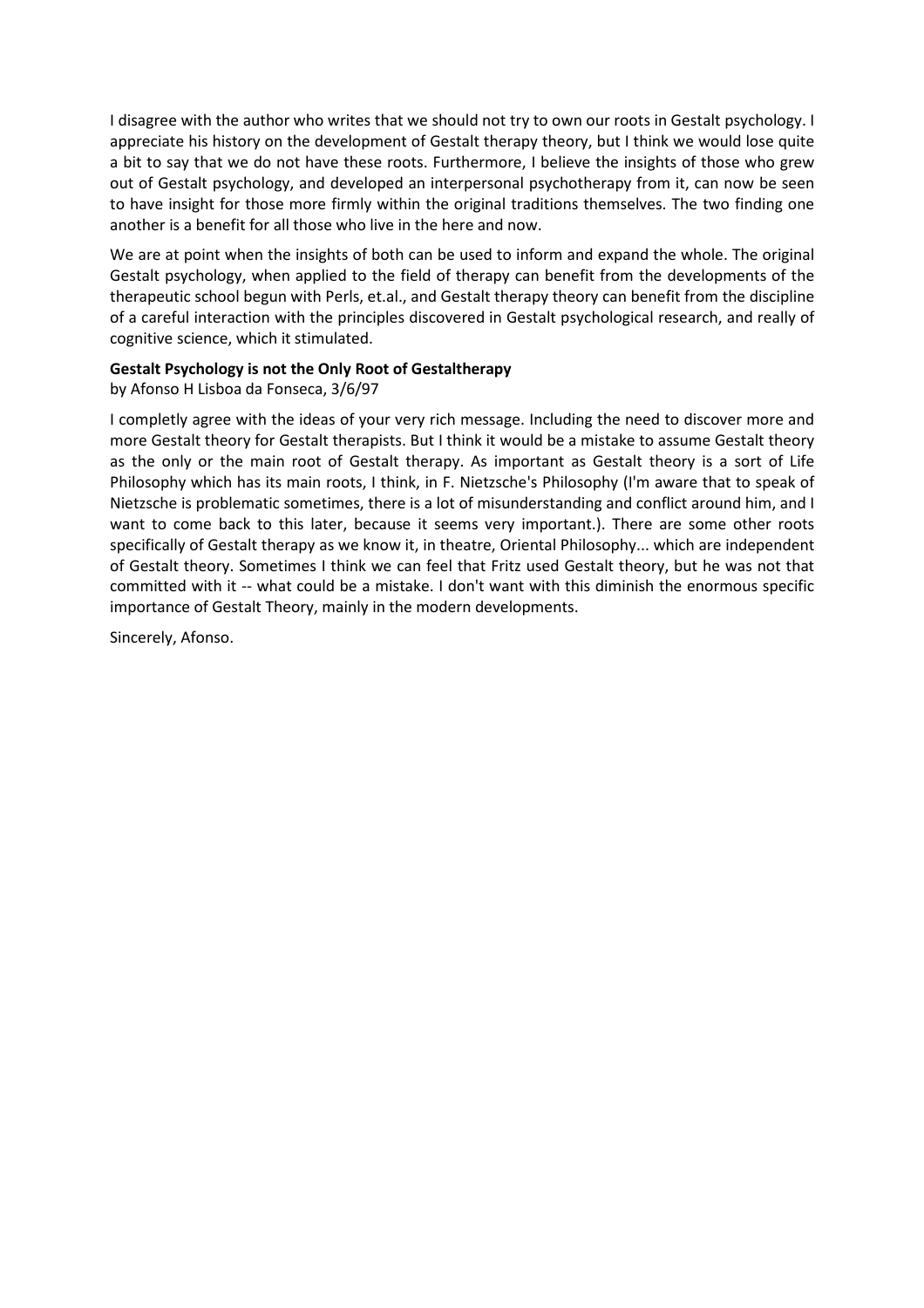I disagree with the author who writes that we should not try to own our roots in Gestalt psychology. I appreciate his history on the development of Gestalt therapy theory, but I think we would lose quite a bit to say that we do not have these roots. Furthermore, I believe the insights of those who grew out of Gestalt psychology, and developed an interpersonal psychotherapy from it, can now be seen to have insight for those more firmly within the original traditions themselves. The two finding one another is a benefit for all those who live in the here and now.

We are at point when the insights of both can be used to inform and expand the whole. The original Gestalt psychology, when applied to the field of therapy can benefit from the developments of the therapeutic school begun with Perls, et.al., and Gestalt therapy theory can benefit from the discipline of a careful interaction with the principles discovered in Gestalt psychological research, and really of cognitive science, which it stimulated.

**Gestalt Psychology is not the Only Root of Gestaltherapy**

by Afonso H Lisboa da Fonseca, 3/6/97

I completly agree with the ideas of your very rich message. Including the need to discover more and more Gestalt theory for Gestalt therapists. But I think it would be a mistake to assume Gestalt theory as the only or the main root of Gestalt therapy. As important as Gestalt theory is a sort of Life Philosophy which has its main roots, I think, in F. Nietzsche's Philosophy (I'm aware that to speak of Nietzsche is problematic sometimes, there is a lot of misunderstanding and conflict around him, and I want to come back to this later, because it seems very important.). There are some other roots specifically of Gestalt therapy as we know it, in theatre, Oriental Philosophy... which are independent of Gestalt theory. Sometimes I think we can feel that Fritz used Gestalt theory, but he was not that committed with it -- what could be a mistake. I don't want with this diminish the enormous specific importance of Gestalt Theory, mainly in the modern developments.

Sincerely, Afonso.